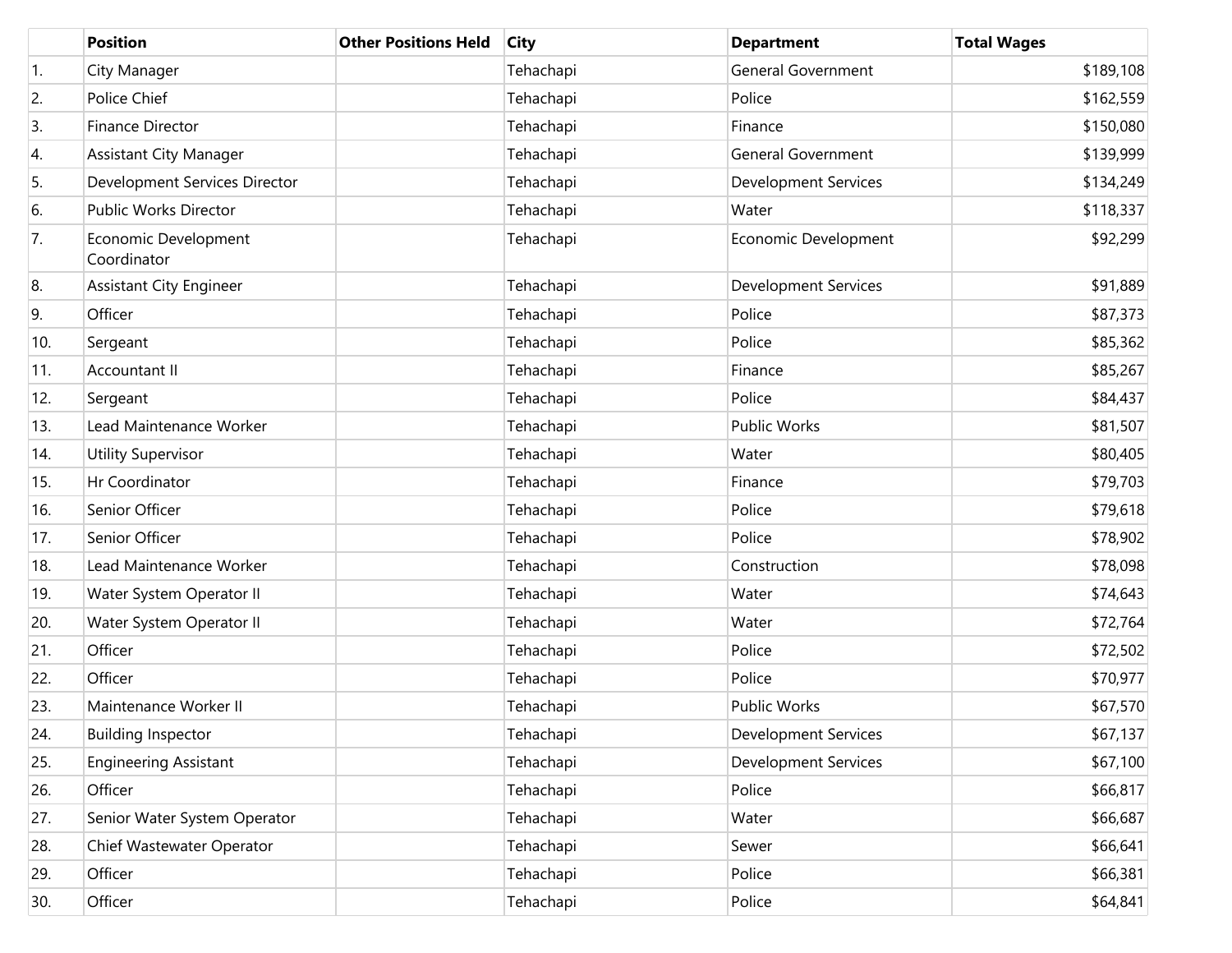| | Position | Other Positions Held | City | Department | Total Wages |
|---|---|---|---|---|---|
| 1. | City Manager | | Tehachapi | General Government | $189,108 |
| 2. | Police Chief | | Tehachapi | Police | $162,559 |
| 3. | Finance Director | | Tehachapi | Finance | $150,080 |
| 4. | Assistant City Manager | | Tehachapi | General Government | $139,999 |
| 5. | Development Services Director | | Tehachapi | Development Services | $134,249 |
| 6. | Public Works Director | | Tehachapi | Water | $118,337 |
| 7. | Economic Development Coordinator | | Tehachapi | Economic Development | $92,299 |
| 8. | Assistant City Engineer | | Tehachapi | Development Services | $91,889 |
| 9. | Officer | | Tehachapi | Police | $87,373 |
| 10. | Sergeant | | Tehachapi | Police | $85,362 |
| 11. | Accountant II | | Tehachapi | Finance | $85,267 |
| 12. | Sergeant | | Tehachapi | Police | $84,437 |
| 13. | Lead Maintenance Worker | | Tehachapi | Public Works | $81,507 |
| 14. | Utility Supervisor | | Tehachapi | Water | $80,405 |
| 15. | Hr Coordinator | | Tehachapi | Finance | $79,703 |
| 16. | Senior Officer | | Tehachapi | Police | $79,618 |
| 17. | Senior Officer | | Tehachapi | Police | $78,902 |
| 18. | Lead Maintenance Worker | | Tehachapi | Construction | $78,098 |
| 19. | Water System Operator II | | Tehachapi | Water | $74,643 |
| 20. | Water System Operator II | | Tehachapi | Water | $72,764 |
| 21. | Officer | | Tehachapi | Police | $72,502 |
| 22. | Officer | | Tehachapi | Police | $70,977 |
| 23. | Maintenance Worker II | | Tehachapi | Public Works | $67,570 |
| 24. | Building Inspector | | Tehachapi | Development Services | $67,137 |
| 25. | Engineering Assistant | | Tehachapi | Development Services | $67,100 |
| 26. | Officer | | Tehachapi | Police | $66,817 |
| 27. | Senior Water System Operator | | Tehachapi | Water | $66,687 |
| 28. | Chief Wastewater Operator | | Tehachapi | Sewer | $66,641 |
| 29. | Officer | | Tehachapi | Police | $66,381 |
| 30. | Officer | | Tehachapi | Police | $64,841 |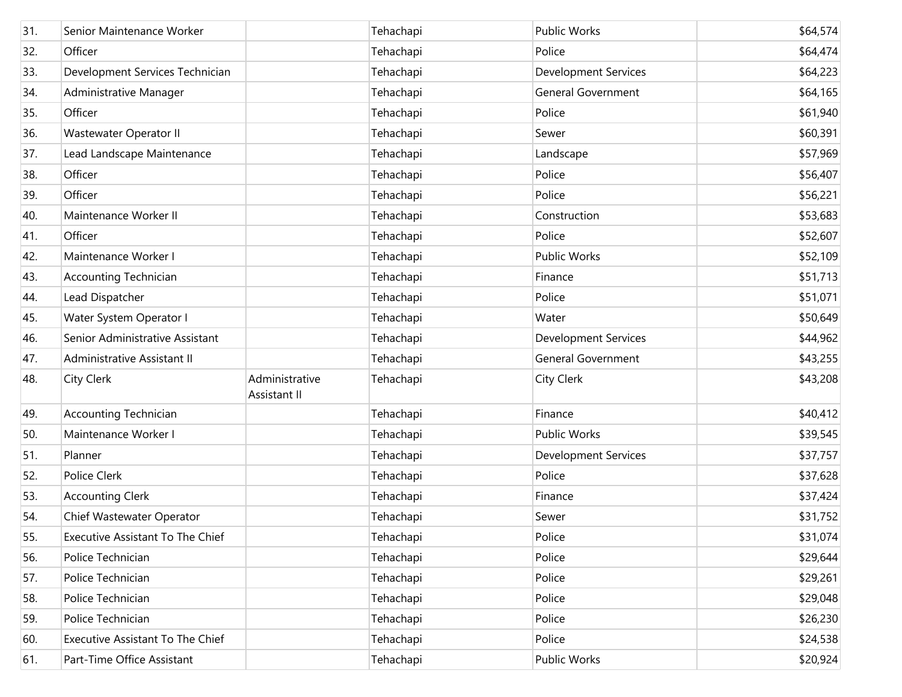| | | | | | |
|---|---|---|---|---|---|
| 31. | Senior Maintenance Worker | | Tehachapi | Public Works | $64,574 |
| 32. | Officer | | Tehachapi | Police | $64,474 |
| 33. | Development Services Technician | | Tehachapi | Development Services | $64,223 |
| 34. | Administrative Manager | | Tehachapi | General Government | $64,165 |
| 35. | Officer | | Tehachapi | Police | $61,940 |
| 36. | Wastewater Operator II | | Tehachapi | Sewer | $60,391 |
| 37. | Lead Landscape Maintenance | | Tehachapi | Landscape | $57,969 |
| 38. | Officer | | Tehachapi | Police | $56,407 |
| 39. | Officer | | Tehachapi | Police | $56,221 |
| 40. | Maintenance Worker II | | Tehachapi | Construction | $53,683 |
| 41. | Officer | | Tehachapi | Police | $52,607 |
| 42. | Maintenance Worker I | | Tehachapi | Public Works | $52,109 |
| 43. | Accounting Technician | | Tehachapi | Finance | $51,713 |
| 44. | Lead Dispatcher | | Tehachapi | Police | $51,071 |
| 45. | Water System Operator I | | Tehachapi | Water | $50,649 |
| 46. | Senior Administrative Assistant | | Tehachapi | Development Services | $44,962 |
| 47. | Administrative Assistant II | | Tehachapi | General Government | $43,255 |
| 48. | City Clerk | Administrative Assistant II | Tehachapi | City Clerk | $43,208 |
| 49. | Accounting Technician | | Tehachapi | Finance | $40,412 |
| 50. | Maintenance Worker I | | Tehachapi | Public Works | $39,545 |
| 51. | Planner | | Tehachapi | Development Services | $37,757 |
| 52. | Police Clerk | | Tehachapi | Police | $37,628 |
| 53. | Accounting Clerk | | Tehachapi | Finance | $37,424 |
| 54. | Chief Wastewater Operator | | Tehachapi | Sewer | $31,752 |
| 55. | Executive Assistant To The Chief | | Tehachapi | Police | $31,074 |
| 56. | Police Technician | | Tehachapi | Police | $29,644 |
| 57. | Police Technician | | Tehachapi | Police | $29,261 |
| 58. | Police Technician | | Tehachapi | Police | $29,048 |
| 59. | Police Technician | | Tehachapi | Police | $26,230 |
| 60. | Executive Assistant To The Chief | | Tehachapi | Police | $24,538 |
| 61. | Part-Time Office Assistant | | Tehachapi | Public Works | $20,924 |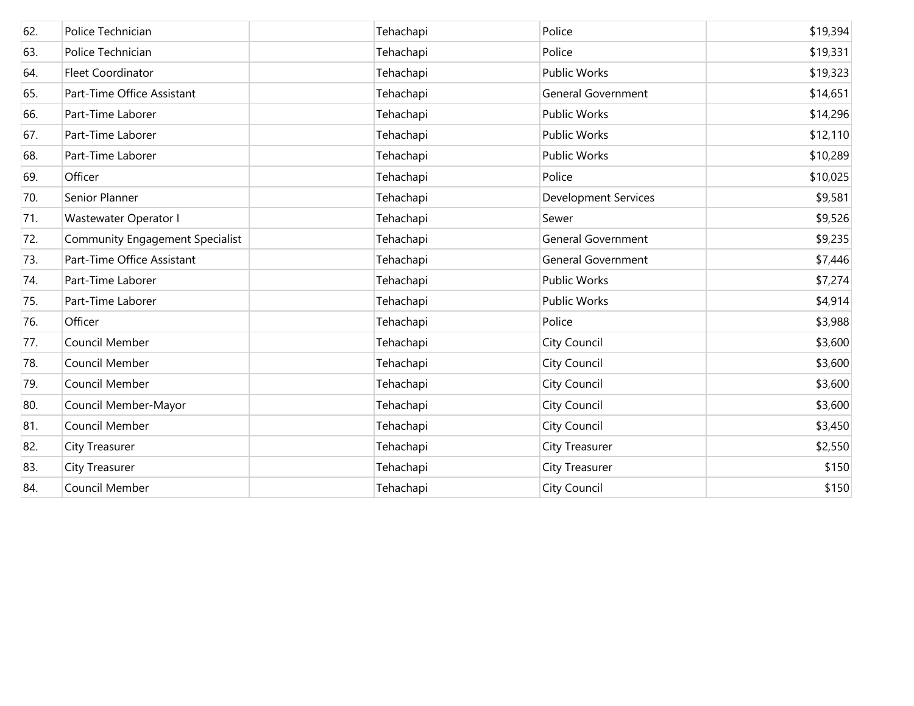| | | | | | |
|---|---|---|---|---|---|
| 62. | Police Technician | | Tehachapi | Police | $19,394 |
| 63. | Police Technician | | Tehachapi | Police | $19,331 |
| 64. | Fleet Coordinator | | Tehachapi | Public Works | $19,323 |
| 65. | Part-Time Office Assistant | | Tehachapi | General Government | $14,651 |
| 66. | Part-Time Laborer | | Tehachapi | Public Works | $14,296 |
| 67. | Part-Time Laborer | | Tehachapi | Public Works | $12,110 |
| 68. | Part-Time Laborer | | Tehachapi | Public Works | $10,289 |
| 69. | Officer | | Tehachapi | Police | $10,025 |
| 70. | Senior Planner | | Tehachapi | Development Services | $9,581 |
| 71. | Wastewater Operator I | | Tehachapi | Sewer | $9,526 |
| 72. | Community Engagement Specialist | | Tehachapi | General Government | $9,235 |
| 73. | Part-Time Office Assistant | | Tehachapi | General Government | $7,446 |
| 74. | Part-Time Laborer | | Tehachapi | Public Works | $7,274 |
| 75. | Part-Time Laborer | | Tehachapi | Public Works | $4,914 |
| 76. | Officer | | Tehachapi | Police | $3,988 |
| 77. | Council Member | | Tehachapi | City Council | $3,600 |
| 78. | Council Member | | Tehachapi | City Council | $3,600 |
| 79. | Council Member | | Tehachapi | City Council | $3,600 |
| 80. | Council Member-Mayor | | Tehachapi | City Council | $3,600 |
| 81. | Council Member | | Tehachapi | City Council | $3,450 |
| 82. | City Treasurer | | Tehachapi | City Treasurer | $2,550 |
| 83. | City Treasurer | | Tehachapi | City Treasurer | $150 |
| 84. | Council Member | | Tehachapi | City Council | $150 |